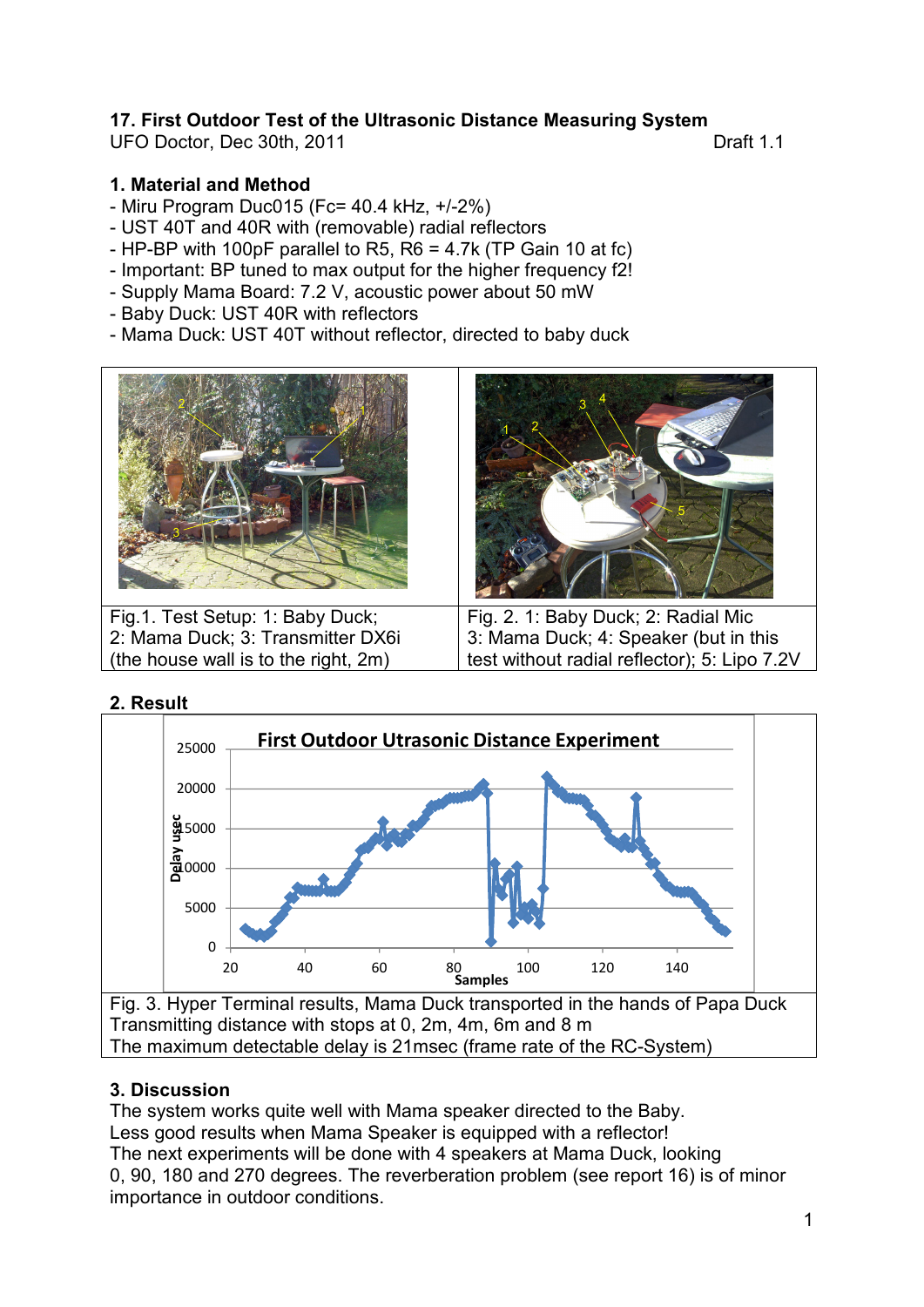# 17. First Outdoor Test of the Ultrasonic Distance Measuring System

UFO Doctor, Dec 30th, 2011 Draft 1.1

## 1. Material and Method

- Miru Program Duc015 (Fc= 40.4 kHz, +/-2%)
- UST 40T and 40R with (removable) radial reflectors
- HP-BP with 100pF parallel to R5, R6 = 4.7k (TP Gain 10 at fc)
- Important: BP tuned to max output for the higher frequency f2!
- Supply Mama Board: 7.2 V, acoustic power about 50 mW
- Baby Duck: UST 40R with reflectors
- Mama Duck: UST 40T without reflector, directed to baby duck

Fig.1. Test Setup: 1: Baby Duck; 2: Mama Duck; 3: Transmitter DX6i (the house wall is to the right, 2m)

Fig. 2. 1: Baby Duck; 2: Radial Mic 3: Mama Duck; 4: Speaker (but in this test without radial reflector); 5: Lipo 7.2V

## 2. Result

Fig. 3. Hyper Terminal results, Mama Duck transported in the hands of Papa Duck Transmitting distance with stops at 0, 2m, 4m, 6m and 8 m
The maximum detectable delay is 21msec (frame rate of the RC-System)

## 3. Discussion

The system works quite well with Mama speaker directed to the Baby.
Less good results when Mama Speaker is equipped with a reflector!
The next experiments will be done with 4 speakers at Mama Duck, looking 0, 90, 180 and 270 degrees. The reverberation problem (see report 16) is of minor importance in outdoor conditions.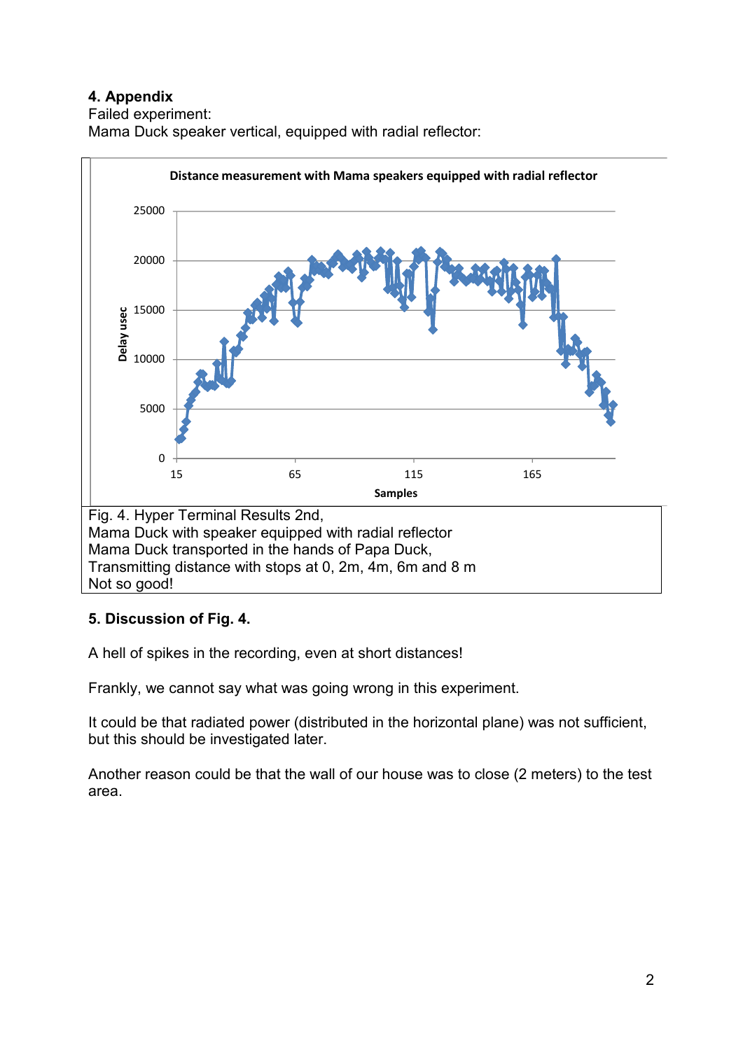**4. Appendix**
Failed experiment:
Mama Duck speaker vertical, equipped with radial reflector:

Distance measurement with Mama speakers equipped with radial reflector

Delay usec

25000
20000
15000
10000
5000
0

15
65
115
165

Samples

Fig. 4. Hyper Terminal Results 2nd,
Mama Duck with speaker equipped with radial reflector
Mama Duck transported in the hands of Papa Duck,
Transmitting distance with stops at 0, 2m, 4m, 6m and 8 m
Not so good!

**5. Discussion of Fig. 4.**

A hell of spikes in the recording, even at short distances!

Frankly, we cannot say what was going wrong in this experiment.

It could be that radiated power (distributed in the horizontal plane) was not sufficient, but this should be investigated later.

Another reason could be that the wall of our house was to close (2 meters) to the test area.